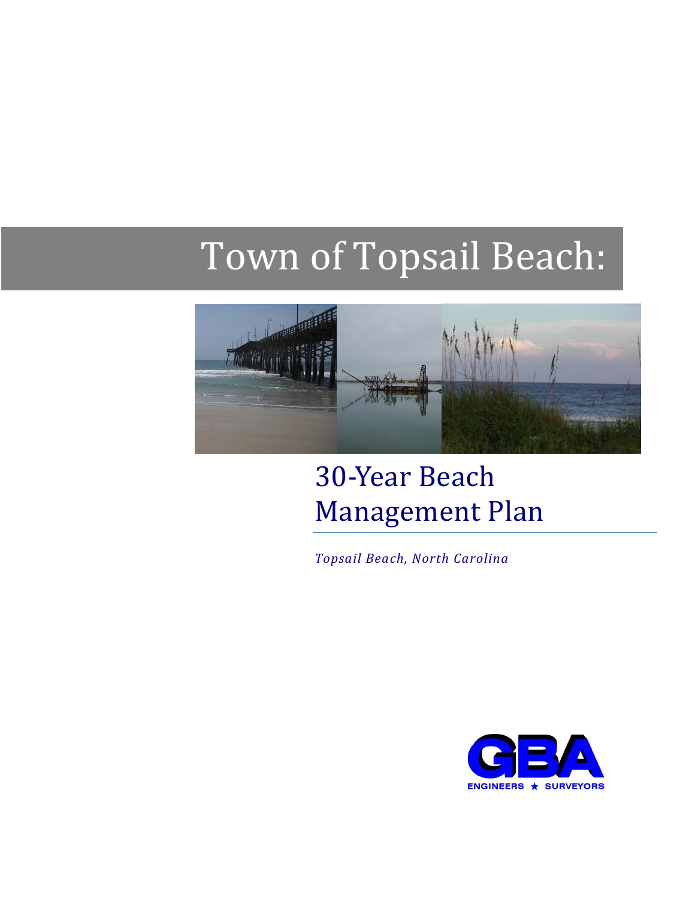# Town of Topsail Beach:

## 30-Year Beach Management Plan

*Topsail Beach, North Carolina*

GBA

ENGINEERS ★ SURVEYORS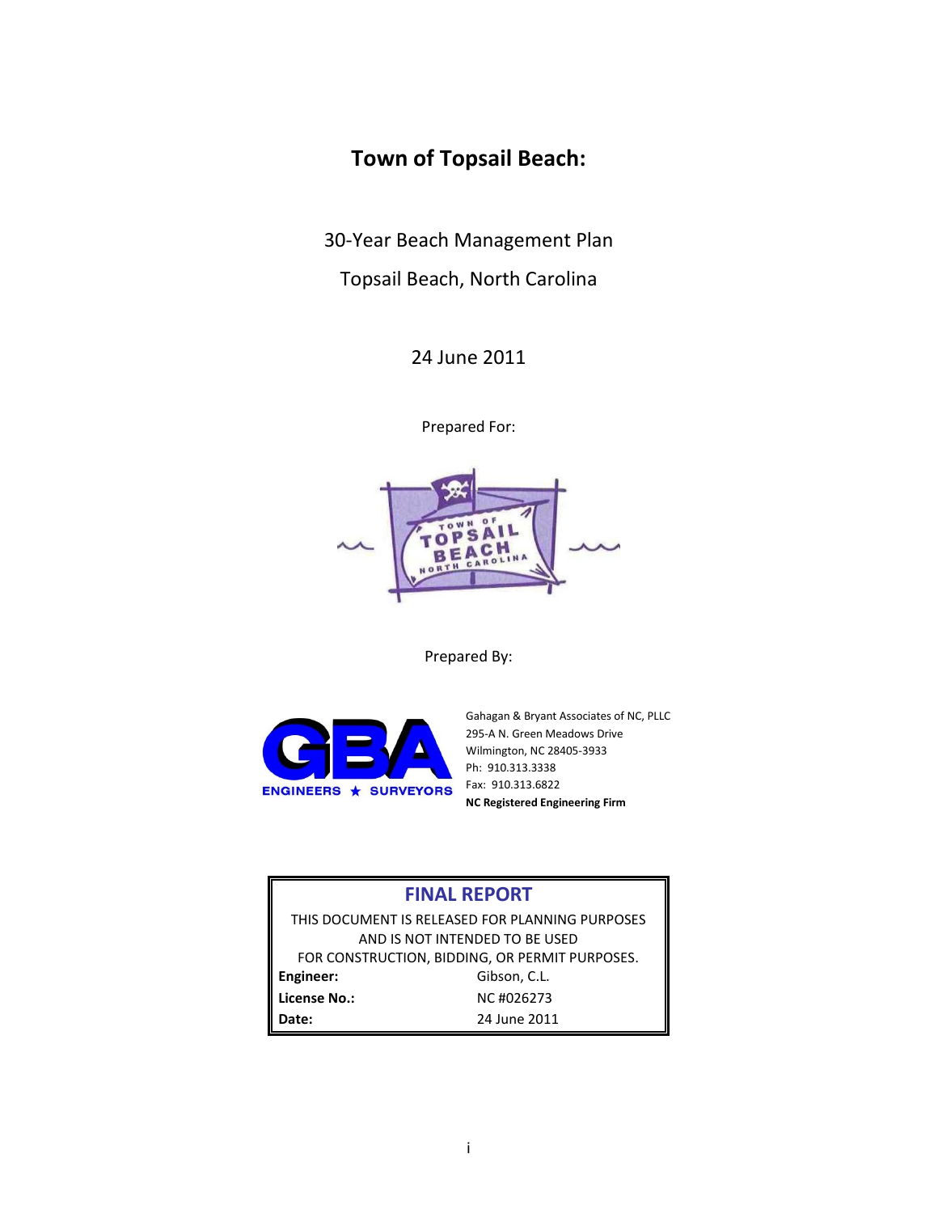# Town of Topsail Beach:

30-Year Beach Management Plan

Topsail Beach, North Carolina

24 June 2011

Prepared For:

Prepared By:

Gahagan & Bryant Associates of NC, PLLC
295-A N. Green Meadows Drive
Wilmington, NC 28405-3933
Ph: 910.313.3338
Fax: 910.313.6822
**NC Registered Engineering Firm**

| **FINAL REPORT** | |
|---|---|
| THIS DOCUMENT IS RELEASED FOR PLANNING PURPOSES AND IS NOT INTENDED TO BE USED FOR CONSTRUCTION, BIDDING, OR PERMIT PURPOSES. | |
| **Engineer:** | Gibson, C.L. |
| **License No.:** | NC #026273 |
| **Date:** | 24 June 2011 |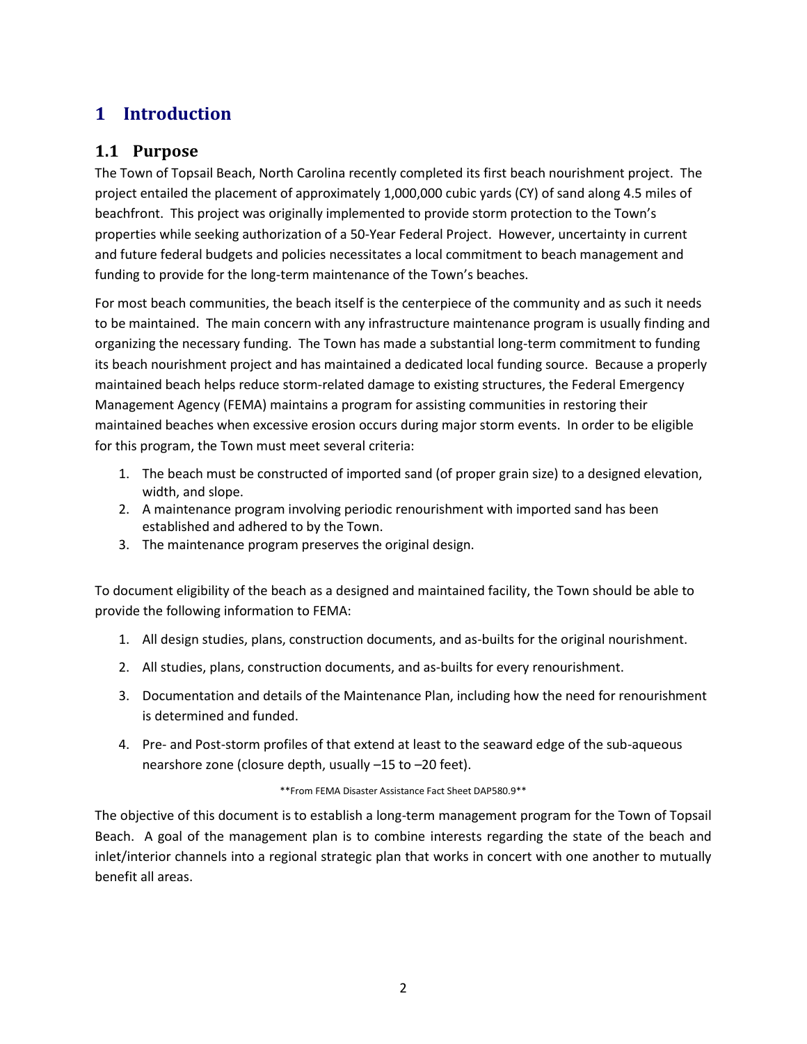# 1 Introduction

## 1.1 Purpose

The Town of Topsail Beach, North Carolina recently completed its first beach nourishment project. The project entailed the placement of approximately 1,000,000 cubic yards (CY) of sand along 4.5 miles of beachfront. This project was originally implemented to provide storm protection to the Town's properties while seeking authorization of a 50-Year Federal Project. However, uncertainty in current and future federal budgets and policies necessitates a local commitment to beach management and funding to provide for the long-term maintenance of the Town's beaches.

For most beach communities, the beach itself is the centerpiece of the community and as such it needs to be maintained. The main concern with any infrastructure maintenance program is usually finding and organizing the necessary funding. The Town has made a substantial long-term commitment to funding its beach nourishment project and has maintained a dedicated local funding source. Because a properly maintained beach helps reduce storm-related damage to existing structures, the Federal Emergency Management Agency (FEMA) maintains a program for assisting communities in restoring their maintained beaches when excessive erosion occurs during major storm events. In order to be eligible for this program, the Town must meet several criteria:

1. The beach must be constructed of imported sand (of proper grain size) to a designed elevation, width, and slope.
2. A maintenance program involving periodic renourishment with imported sand has been established and adhered to by the Town.
3. The maintenance program preserves the original design.

To document eligibility of the beach as a designed and maintained facility, the Town should be able to provide the following information to FEMA:

1. All design studies, plans, construction documents, and as-builts for the original nourishment.
2. All studies, plans, construction documents, and as-builts for every renourishment.
3. Documentation and details of the Maintenance Plan, including how the need for renourishment is determined and funded.
4. Pre- and Post-storm profiles of that extend at least to the seaward edge of the sub-aqueous nearshore zone (closure depth, usually –15 to –20 feet).

\*\*From FEMA Disaster Assistance Fact Sheet DAP580.9\*\*

The objective of this document is to establish a long-term management program for the Town of Topsail Beach. A goal of the management plan is to combine interests regarding the state of the beach and inlet/interior channels into a regional strategic plan that works in concert with one another to mutually benefit all areas.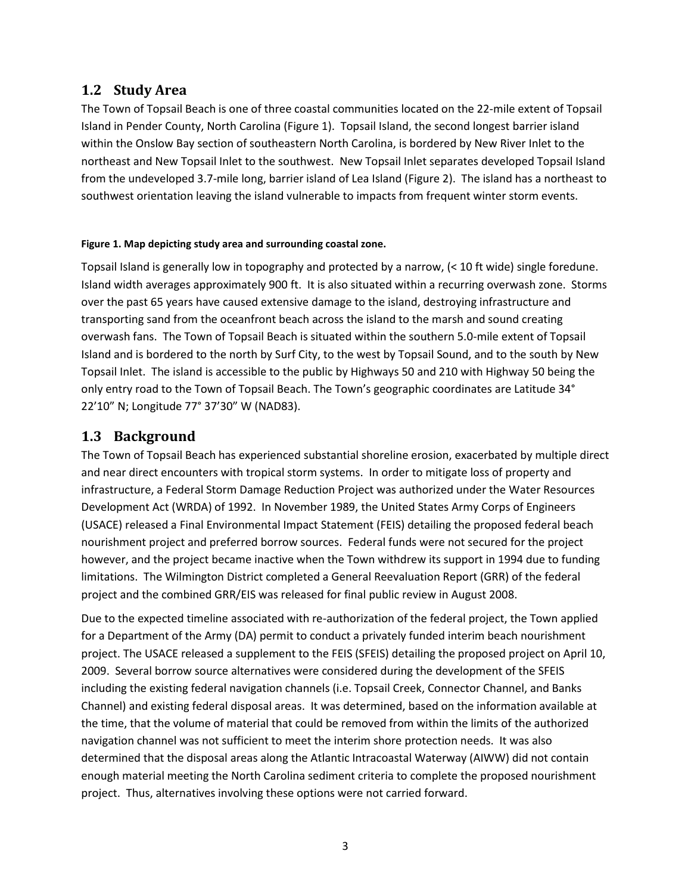## 1.2 Study Area

The Town of Topsail Beach is one of three coastal communities located on the 22-mile extent of Topsail Island in Pender County, North Carolina (Figure 1). Topsail Island, the second longest barrier island within the Onslow Bay section of southeastern North Carolina, is bordered by New River Inlet to the northeast and New Topsail Inlet to the southwest. New Topsail Inlet separates developed Topsail Island from the undeveloped 3.7-mile long, barrier island of Lea Island (Figure 2). The island has a northeast to southwest orientation leaving the island vulnerable to impacts from frequent winter storm events.

**Figure 1. Map depicting study area and surrounding coastal zone.**

Topsail Island is generally low in topography and protected by a narrow, (< 10 ft wide) single foredune. Island width averages approximately 900 ft. It is also situated within a recurring overwash zone. Storms over the past 65 years have caused extensive damage to the island, destroying infrastructure and transporting sand from the oceanfront beach across the island to the marsh and sound creating overwash fans. The Town of Topsail Beach is situated within the southern 5.0-mile extent of Topsail Island and is bordered to the north by Surf City, to the west by Topsail Sound, and to the south by New Topsail Inlet. The island is accessible to the public by Highways 50 and 210 with Highway 50 being the only entry road to the Town of Topsail Beach. The Town's geographic coordinates are Latitude 34° 22'10" N; Longitude 77° 37'30" W (NAD83).

## 1.3 Background

The Town of Topsail Beach has experienced substantial shoreline erosion, exacerbated by multiple direct and near direct encounters with tropical storm systems. In order to mitigate loss of property and infrastructure, a Federal Storm Damage Reduction Project was authorized under the Water Resources Development Act (WRDA) of 1992. In November 1989, the United States Army Corps of Engineers (USACE) released a Final Environmental Impact Statement (FEIS) detailing the proposed federal beach nourishment project and preferred borrow sources. Federal funds were not secured for the project however, and the project became inactive when the Town withdrew its support in 1994 due to funding limitations. The Wilmington District completed a General Reevaluation Report (GRR) of the federal project and the combined GRR/EIS was released for final public review in August 2008.

Due to the expected timeline associated with re-authorization of the federal project, the Town applied for a Department of the Army (DA) permit to conduct a privately funded interim beach nourishment project. The USACE released a supplement to the FEIS (SFEIS) detailing the proposed project on April 10, 2009. Several borrow source alternatives were considered during the development of the SFEIS including the existing federal navigation channels (i.e. Topsail Creek, Connector Channel, and Banks Channel) and existing federal disposal areas. It was determined, based on the information available at the time, that the volume of material that could be removed from within the limits of the authorized navigation channel was not sufficient to meet the interim shore protection needs. It was also determined that the disposal areas along the Atlantic Intracoastal Waterway (AIWW) did not contain enough material meeting the North Carolina sediment criteria to complete the proposed nourishment project. Thus, alternatives involving these options were not carried forward.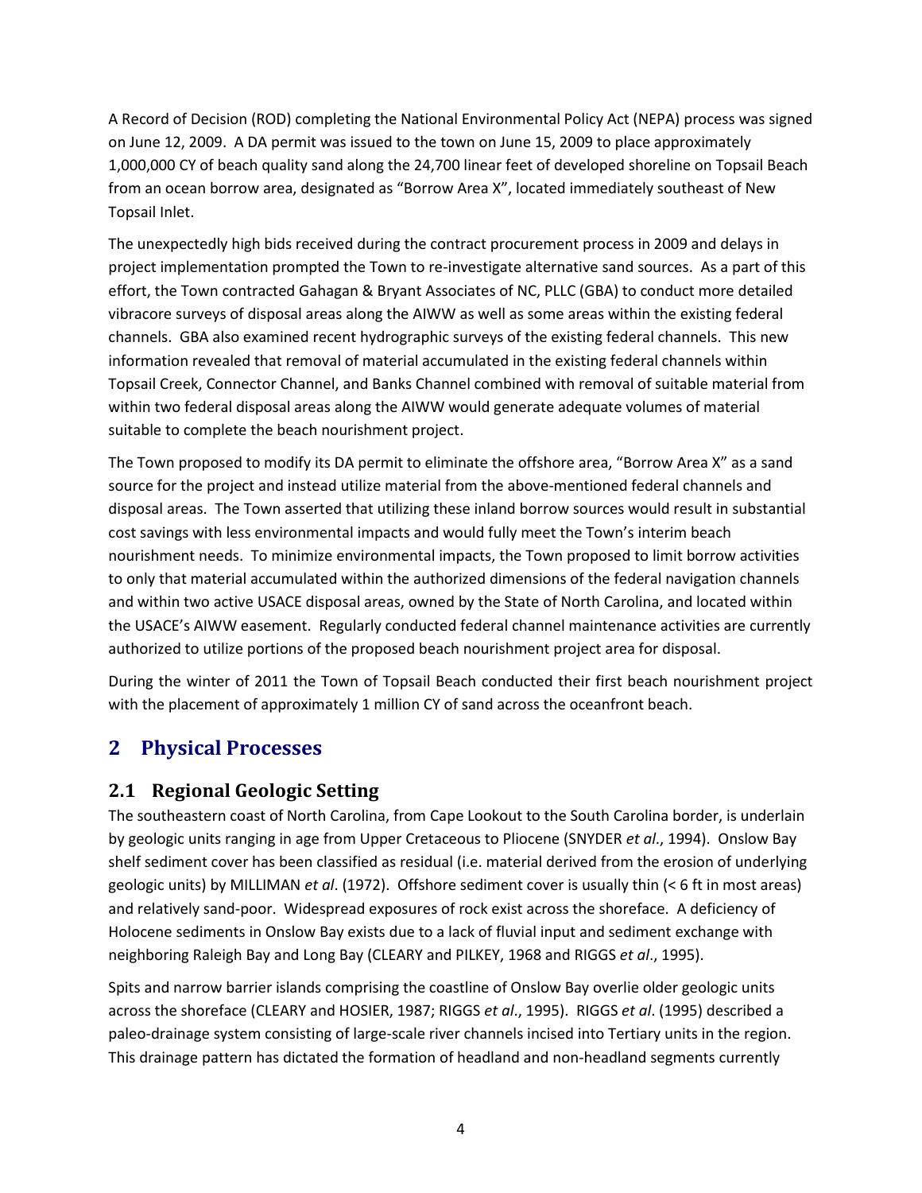A Record of Decision (ROD) completing the National Environmental Policy Act (NEPA) process was signed on June 12, 2009. A DA permit was issued to the town on June 15, 2009 to place approximately 1,000,000 CY of beach quality sand along the 24,700 linear feet of developed shoreline on Topsail Beach from an ocean borrow area, designated as "Borrow Area X", located immediately southeast of New Topsail Inlet.

The unexpectedly high bids received during the contract procurement process in 2009 and delays in project implementation prompted the Town to re-investigate alternative sand sources. As a part of this effort, the Town contracted Gahagan & Bryant Associates of NC, PLLC (GBA) to conduct more detailed vibracore surveys of disposal areas along the AIWW as well as some areas within the existing federal channels. GBA also examined recent hydrographic surveys of the existing federal channels. This new information revealed that removal of material accumulated in the existing federal channels within Topsail Creek, Connector Channel, and Banks Channel combined with removal of suitable material from within two federal disposal areas along the AIWW would generate adequate volumes of material suitable to complete the beach nourishment project.

The Town proposed to modify its DA permit to eliminate the offshore area, "Borrow Area X" as a sand source for the project and instead utilize material from the above-mentioned federal channels and disposal areas. The Town asserted that utilizing these inland borrow sources would result in substantial cost savings with less environmental impacts and would fully meet the Town's interim beach nourishment needs. To minimize environmental impacts, the Town proposed to limit borrow activities to only that material accumulated within the authorized dimensions of the federal navigation channels and within two active USACE disposal areas, owned by the State of North Carolina, and located within the USACE's AIWW easement. Regularly conducted federal channel maintenance activities are currently authorized to utilize portions of the proposed beach nourishment project area for disposal.

During the winter of 2011 the Town of Topsail Beach conducted their first beach nourishment project with the placement of approximately 1 million CY of sand across the oceanfront beach.

# 2 Physical Processes

## 2.1 Regional Geologic Setting

The southeastern coast of North Carolina, from Cape Lookout to the South Carolina border, is underlain by geologic units ranging in age from Upper Cretaceous to Pliocene (SNYDER *et al*., 1994). Onslow Bay shelf sediment cover has been classified as residual (i.e. material derived from the erosion of underlying geologic units) by MILLIMAN *et al*. (1972). Offshore sediment cover is usually thin (< 6 ft in most areas) and relatively sand-poor. Widespread exposures of rock exist across the shoreface. A deficiency of Holocene sediments in Onslow Bay exists due to a lack of fluvial input and sediment exchange with neighboring Raleigh Bay and Long Bay (CLEARY and PILKEY, 1968 and RIGGS *et al*., 1995).

Spits and narrow barrier islands comprising the coastline of Onslow Bay overlie older geologic units across the shoreface (CLEARY and HOSIER, 1987; RIGGS *et al*., 1995). RIGGS *et al*. (1995) described a paleo-drainage system consisting of large-scale river channels incised into Tertiary units in the region. This drainage pattern has dictated the formation of headland and non-headland segments currently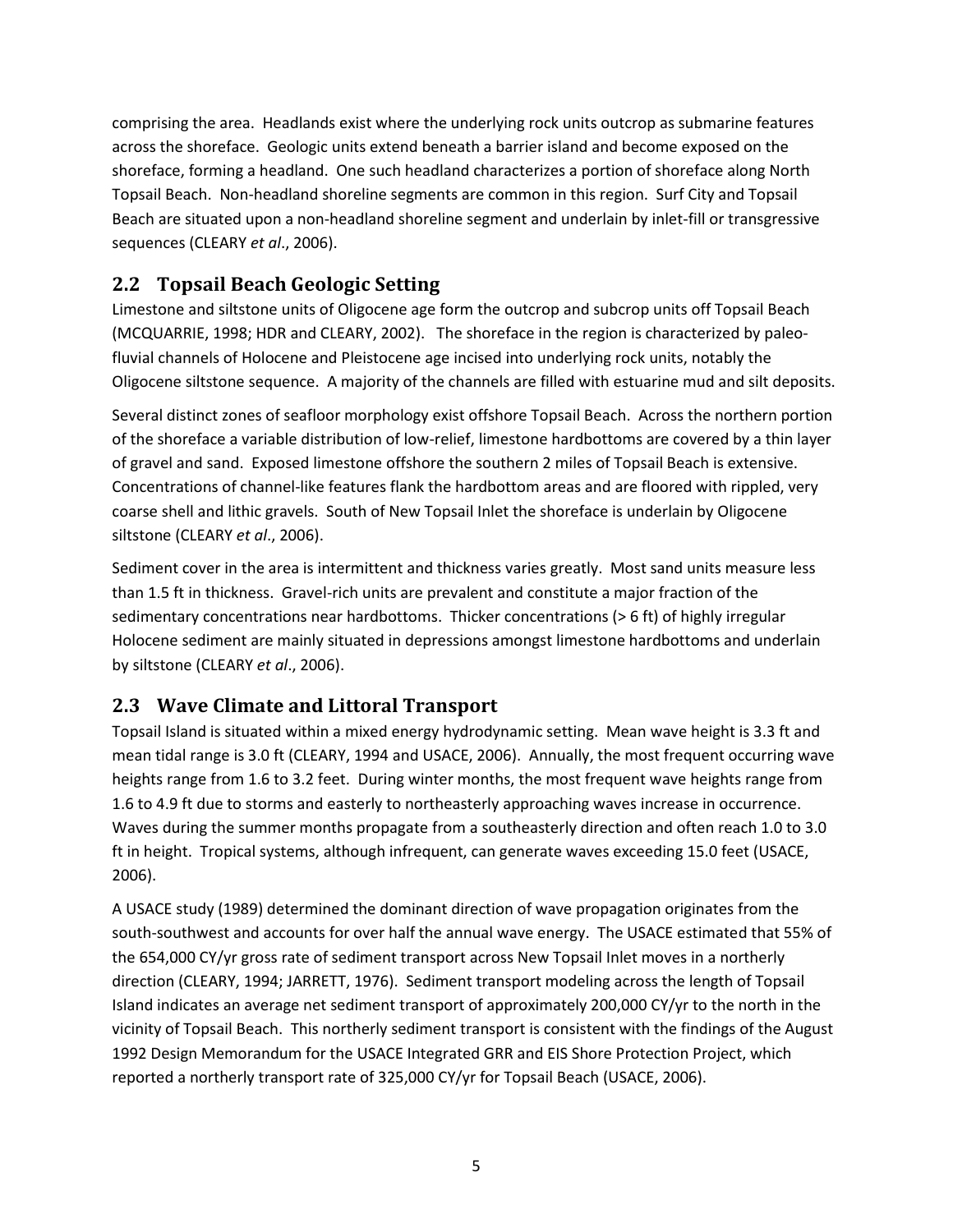comprising the area. Headlands exist where the underlying rock units outcrop as submarine features across the shoreface. Geologic units extend beneath a barrier island and become exposed on the shoreface, forming a headland. One such headland characterizes a portion of shoreface along North Topsail Beach. Non-headland shoreline segments are common in this region. Surf City and Topsail Beach are situated upon a non-headland shoreline segment and underlain by inlet-fill or transgressive sequences (CLEARY *et al*., 2006).

## 2.2 Topsail Beach Geologic Setting

Limestone and siltstone units of Oligocene age form the outcrop and subcrop units off Topsail Beach (MCQUARRIE, 1998; HDR and CLEARY, 2002). The shoreface in the region is characterized by paleo-fluvial channels of Holocene and Pleistocene age incised into underlying rock units, notably the Oligocene siltstone sequence. A majority of the channels are filled with estuarine mud and silt deposits.

Several distinct zones of seafloor morphology exist offshore Topsail Beach. Across the northern portion of the shoreface a variable distribution of low-relief, limestone hardbottoms are covered by a thin layer of gravel and sand. Exposed limestone offshore the southern 2 miles of Topsail Beach is extensive. Concentrations of channel-like features flank the hardbottom areas and are floored with rippled, very coarse shell and lithic gravels. South of New Topsail Inlet the shoreface is underlain by Oligocene siltstone (CLEARY *et al*., 2006).

Sediment cover in the area is intermittent and thickness varies greatly. Most sand units measure less than 1.5 ft in thickness. Gravel-rich units are prevalent and constitute a major fraction of the sedimentary concentrations near hardbottoms. Thicker concentrations (> 6 ft) of highly irregular Holocene sediment are mainly situated in depressions amongst limestone hardbottoms and underlain by siltstone (CLEARY *et al*., 2006).

## 2.3 Wave Climate and Littoral Transport

Topsail Island is situated within a mixed energy hydrodynamic setting. Mean wave height is 3.3 ft and mean tidal range is 3.0 ft (CLEARY, 1994 and USACE, 2006). Annually, the most frequent occurring wave heights range from 1.6 to 3.2 feet. During winter months, the most frequent wave heights range from 1.6 to 4.9 ft due to storms and easterly to northeasterly approaching waves increase in occurrence. Waves during the summer months propagate from a southeasterly direction and often reach 1.0 to 3.0 ft in height. Tropical systems, although infrequent, can generate waves exceeding 15.0 feet (USACE, 2006).

A USACE study (1989) determined the dominant direction of wave propagation originates from the south-southwest and accounts for over half the annual wave energy. The USACE estimated that 55% of the 654,000 CY/yr gross rate of sediment transport across New Topsail Inlet moves in a northerly direction (CLEARY, 1994; JARRETT, 1976). Sediment transport modeling across the length of Topsail Island indicates an average net sediment transport of approximately 200,000 CY/yr to the north in the vicinity of Topsail Beach. This northerly sediment transport is consistent with the findings of the August 1992 Design Memorandum for the USACE Integrated GRR and EIS Shore Protection Project, which reported a northerly transport rate of 325,000 CY/yr for Topsail Beach (USACE, 2006).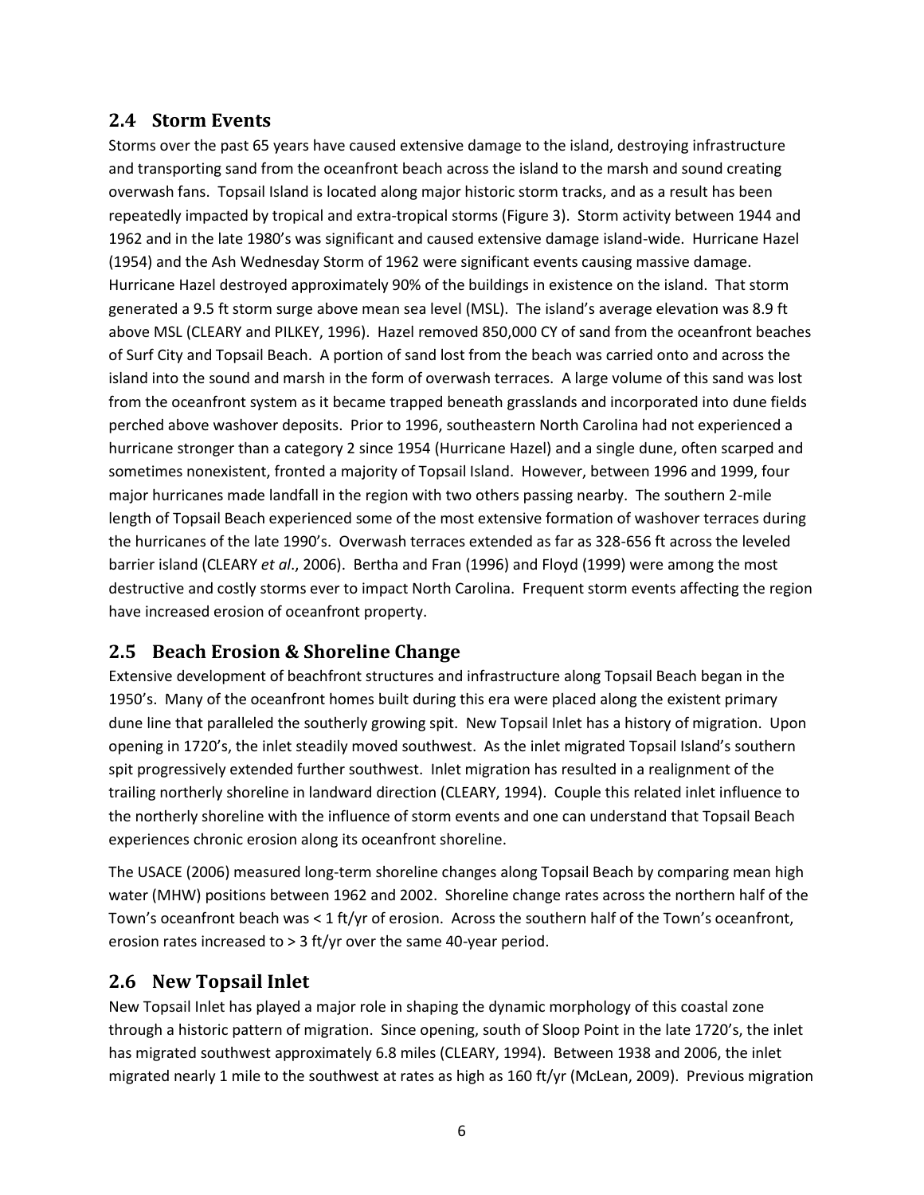## 2.4 Storm Events

Storms over the past 65 years have caused extensive damage to the island, destroying infrastructure and transporting sand from the oceanfront beach across the island to the marsh and sound creating overwash fans. Topsail Island is located along major historic storm tracks, and as a result has been repeatedly impacted by tropical and extra-tropical storms (Figure 3). Storm activity between 1944 and 1962 and in the late 1980's was significant and caused extensive damage island-wide. Hurricane Hazel (1954) and the Ash Wednesday Storm of 1962 were significant events causing massive damage. Hurricane Hazel destroyed approximately 90% of the buildings in existence on the island. That storm generated a 9.5 ft storm surge above mean sea level (MSL). The island's average elevation was 8.9 ft above MSL (CLEARY and PILKEY, 1996). Hazel removed 850,000 CY of sand from the oceanfront beaches of Surf City and Topsail Beach. A portion of sand lost from the beach was carried onto and across the island into the sound and marsh in the form of overwash terraces. A large volume of this sand was lost from the oceanfront system as it became trapped beneath grasslands and incorporated into dune fields perched above washover deposits. Prior to 1996, southeastern North Carolina had not experienced a hurricane stronger than a category 2 since 1954 (Hurricane Hazel) and a single dune, often scarped and sometimes nonexistent, fronted a majority of Topsail Island. However, between 1996 and 1999, four major hurricanes made landfall in the region with two others passing nearby. The southern 2-mile length of Topsail Beach experienced some of the most extensive formation of washover terraces during the hurricanes of the late 1990's. Overwash terraces extended as far as 328-656 ft across the leveled barrier island (CLEARY *et al*., 2006). Bertha and Fran (1996) and Floyd (1999) were among the most destructive and costly storms ever to impact North Carolina. Frequent storm events affecting the region have increased erosion of oceanfront property.

## 2.5 Beach Erosion & Shoreline Change

Extensive development of beachfront structures and infrastructure along Topsail Beach began in the 1950's. Many of the oceanfront homes built during this era were placed along the existent primary dune line that paralleled the southerly growing spit. New Topsail Inlet has a history of migration. Upon opening in 1720's, the inlet steadily moved southwest. As the inlet migrated Topsail Island's southern spit progressively extended further southwest. Inlet migration has resulted in a realignment of the trailing northerly shoreline in landward direction (CLEARY, 1994). Couple this related inlet influence to the northerly shoreline with the influence of storm events and one can understand that Topsail Beach experiences chronic erosion along its oceanfront shoreline.

The USACE (2006) measured long-term shoreline changes along Topsail Beach by comparing mean high water (MHW) positions between 1962 and 2002. Shoreline change rates across the northern half of the Town's oceanfront beach was < 1 ft/yr of erosion. Across the southern half of the Town's oceanfront, erosion rates increased to > 3 ft/yr over the same 40-year period.

## 2.6 New Topsail Inlet

New Topsail Inlet has played a major role in shaping the dynamic morphology of this coastal zone through a historic pattern of migration. Since opening, south of Sloop Point in the late 1720's, the inlet has migrated southwest approximately 6.8 miles (CLEARY, 1994). Between 1938 and 2006, the inlet migrated nearly 1 mile to the southwest at rates as high as 160 ft/yr (McLean, 2009). Previous migration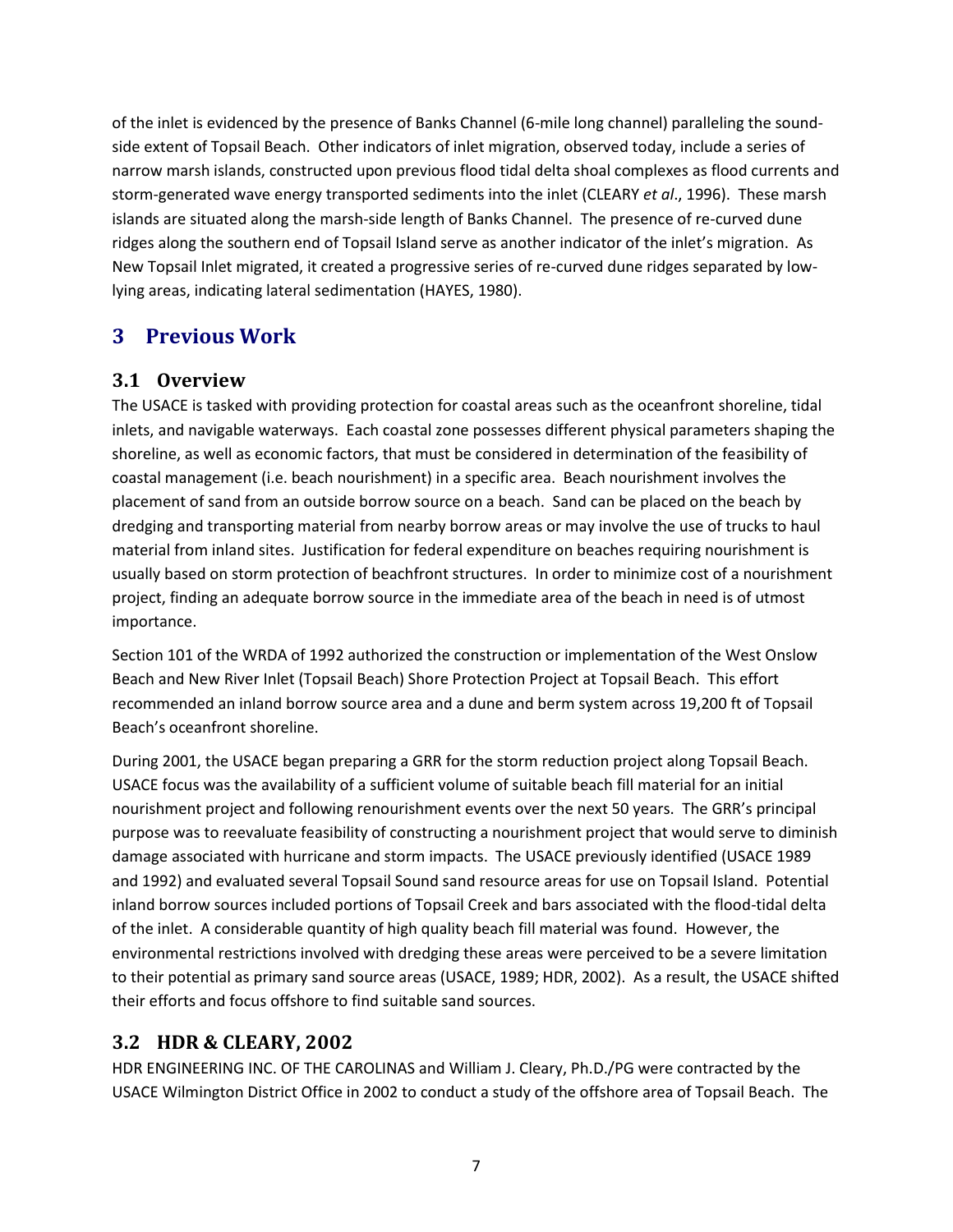of the inlet is evidenced by the presence of Banks Channel (6-mile long channel) paralleling the sound-side extent of Topsail Beach. Other indicators of inlet migration, observed today, include a series of narrow marsh islands, constructed upon previous flood tidal delta shoal complexes as flood currents and storm-generated wave energy transported sediments into the inlet (CLEARY *et al*., 1996). These marsh islands are situated along the marsh-side length of Banks Channel. The presence of re-curved dune ridges along the southern end of Topsail Island serve as another indicator of the inlet's migration. As New Topsail Inlet migrated, it created a progressive series of re-curved dune ridges separated by low-lying areas, indicating lateral sedimentation (HAYES, 1980).

# 3 Previous Work

## 3.1 Overview

The USACE is tasked with providing protection for coastal areas such as the oceanfront shoreline, tidal inlets, and navigable waterways. Each coastal zone possesses different physical parameters shaping the shoreline, as well as economic factors, that must be considered in determination of the feasibility of coastal management (i.e. beach nourishment) in a specific area. Beach nourishment involves the placement of sand from an outside borrow source on a beach. Sand can be placed on the beach by dredging and transporting material from nearby borrow areas or may involve the use of trucks to haul material from inland sites. Justification for federal expenditure on beaches requiring nourishment is usually based on storm protection of beachfront structures. In order to minimize cost of a nourishment project, finding an adequate borrow source in the immediate area of the beach in need is of utmost importance.

Section 101 of the WRDA of 1992 authorized the construction or implementation of the West Onslow Beach and New River Inlet (Topsail Beach) Shore Protection Project at Topsail Beach. This effort recommended an inland borrow source area and a dune and berm system across 19,200 ft of Topsail Beach's oceanfront shoreline.

During 2001, the USACE began preparing a GRR for the storm reduction project along Topsail Beach. USACE focus was the availability of a sufficient volume of suitable beach fill material for an initial nourishment project and following renourishment events over the next 50 years. The GRR's principal purpose was to reevaluate feasibility of constructing a nourishment project that would serve to diminish damage associated with hurricane and storm impacts. The USACE previously identified (USACE 1989 and 1992) and evaluated several Topsail Sound sand resource areas for use on Topsail Island. Potential inland borrow sources included portions of Topsail Creek and bars associated with the flood-tidal delta of the inlet. A considerable quantity of high quality beach fill material was found. However, the environmental restrictions involved with dredging these areas were perceived to be a severe limitation to their potential as primary sand source areas (USACE, 1989; HDR, 2002). As a result, the USACE shifted their efforts and focus offshore to find suitable sand sources.

## 3.2 HDR & CLEARY, 2002

HDR ENGINEERING INC. OF THE CAROLINAS and William J. Cleary, Ph.D./PG were contracted by the USACE Wilmington District Office in 2002 to conduct a study of the offshore area of Topsail Beach. The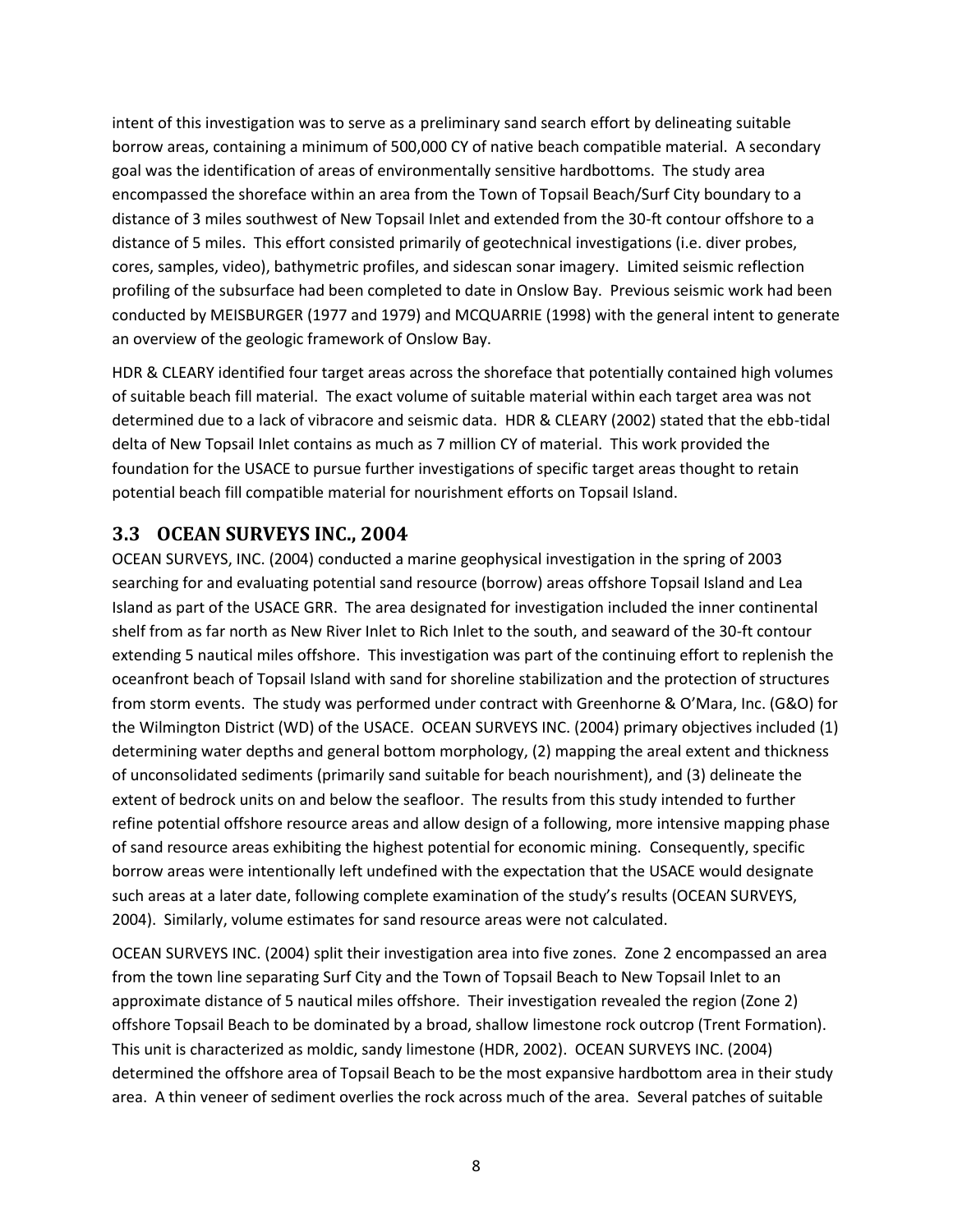intent of this investigation was to serve as a preliminary sand search effort by delineating suitable borrow areas, containing a minimum of 500,000 CY of native beach compatible material. A secondary goal was the identification of areas of environmentally sensitive hardbottoms. The study area encompassed the shoreface within an area from the Town of Topsail Beach/Surf City boundary to a distance of 3 miles southwest of New Topsail Inlet and extended from the 30-ft contour offshore to a distance of 5 miles. This effort consisted primarily of geotechnical investigations (i.e. diver probes, cores, samples, video), bathymetric profiles, and sidescan sonar imagery. Limited seismic reflection profiling of the subsurface had been completed to date in Onslow Bay. Previous seismic work had been conducted by MEISBURGER (1977 and 1979) and MCQUARRIE (1998) with the general intent to generate an overview of the geologic framework of Onslow Bay.

HDR & CLEARY identified four target areas across the shoreface that potentially contained high volumes of suitable beach fill material. The exact volume of suitable material within each target area was not determined due to a lack of vibracore and seismic data. HDR & CLEARY (2002) stated that the ebb-tidal delta of New Topsail Inlet contains as much as 7 million CY of material. This work provided the foundation for the USACE to pursue further investigations of specific target areas thought to retain potential beach fill compatible material for nourishment efforts on Topsail Island.

## 3.3 OCEAN SURVEYS INC., 2004

OCEAN SURVEYS, INC. (2004) conducted a marine geophysical investigation in the spring of 2003 searching for and evaluating potential sand resource (borrow) areas offshore Topsail Island and Lea Island as part of the USACE GRR. The area designated for investigation included the inner continental shelf from as far north as New River Inlet to Rich Inlet to the south, and seaward of the 30-ft contour extending 5 nautical miles offshore. This investigation was part of the continuing effort to replenish the oceanfront beach of Topsail Island with sand for shoreline stabilization and the protection of structures from storm events. The study was performed under contract with Greenhorne & O'Mara, Inc. (G&O) for the Wilmington District (WD) of the USACE. OCEAN SURVEYS INC. (2004) primary objectives included (1) determining water depths and general bottom morphology, (2) mapping the areal extent and thickness of unconsolidated sediments (primarily sand suitable for beach nourishment), and (3) delineate the extent of bedrock units on and below the seafloor. The results from this study intended to further refine potential offshore resource areas and allow design of a following, more intensive mapping phase of sand resource areas exhibiting the highest potential for economic mining. Consequently, specific borrow areas were intentionally left undefined with the expectation that the USACE would designate such areas at a later date, following complete examination of the study's results (OCEAN SURVEYS, 2004). Similarly, volume estimates for sand resource areas were not calculated.

OCEAN SURVEYS INC. (2004) split their investigation area into five zones. Zone 2 encompassed an area from the town line separating Surf City and the Town of Topsail Beach to New Topsail Inlet to an approximate distance of 5 nautical miles offshore. Their investigation revealed the region (Zone 2) offshore Topsail Beach to be dominated by a broad, shallow limestone rock outcrop (Trent Formation). This unit is characterized as moldic, sandy limestone (HDR, 2002). OCEAN SURVEYS INC. (2004) determined the offshore area of Topsail Beach to be the most expansive hardbottom area in their study area. A thin veneer of sediment overlies the rock across much of the area. Several patches of suitable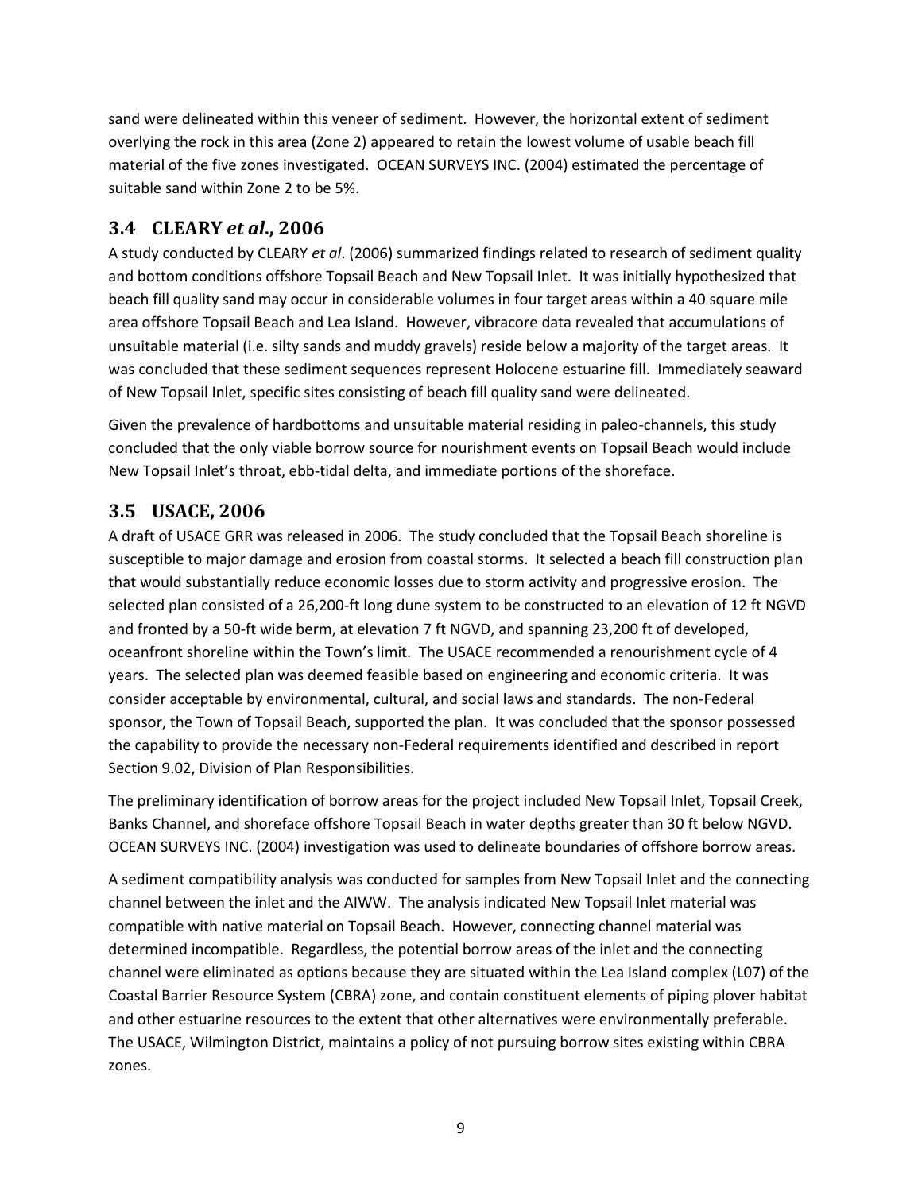sand were delineated within this veneer of sediment. However, the horizontal extent of sediment overlying the rock in this area (Zone 2) appeared to retain the lowest volume of usable beach fill material of the five zones investigated. OCEAN SURVEYS INC. (2004) estimated the percentage of suitable sand within Zone 2 to be 5%.

## 3.4 CLEARY *et al*., 2006

A study conducted by CLEARY *et al*. (2006) summarized findings related to research of sediment quality and bottom conditions offshore Topsail Beach and New Topsail Inlet. It was initially hypothesized that beach fill quality sand may occur in considerable volumes in four target areas within a 40 square mile area offshore Topsail Beach and Lea Island. However, vibracore data revealed that accumulations of unsuitable material (i.e. silty sands and muddy gravels) reside below a majority of the target areas. It was concluded that these sediment sequences represent Holocene estuarine fill. Immediately seaward of New Topsail Inlet, specific sites consisting of beach fill quality sand were delineated.

Given the prevalence of hardbottoms and unsuitable material residing in paleo-channels, this study concluded that the only viable borrow source for nourishment events on Topsail Beach would include New Topsail Inlet's throat, ebb-tidal delta, and immediate portions of the shoreface.

## 3.5 USACE, 2006

A draft of USACE GRR was released in 2006. The study concluded that the Topsail Beach shoreline is susceptible to major damage and erosion from coastal storms. It selected a beach fill construction plan that would substantially reduce economic losses due to storm activity and progressive erosion. The selected plan consisted of a 26,200-ft long dune system to be constructed to an elevation of 12 ft NGVD and fronted by a 50-ft wide berm, at elevation 7 ft NGVD, and spanning 23,200 ft of developed, oceanfront shoreline within the Town's limit. The USACE recommended a renourishment cycle of 4 years. The selected plan was deemed feasible based on engineering and economic criteria. It was consider acceptable by environmental, cultural, and social laws and standards. The non-Federal sponsor, the Town of Topsail Beach, supported the plan. It was concluded that the sponsor possessed the capability to provide the necessary non-Federal requirements identified and described in report Section 9.02, Division of Plan Responsibilities.

The preliminary identification of borrow areas for the project included New Topsail Inlet, Topsail Creek, Banks Channel, and shoreface offshore Topsail Beach in water depths greater than 30 ft below NGVD. OCEAN SURVEYS INC. (2004) investigation was used to delineate boundaries of offshore borrow areas.

A sediment compatibility analysis was conducted for samples from New Topsail Inlet and the connecting channel between the inlet and the AIWW. The analysis indicated New Topsail Inlet material was compatible with native material on Topsail Beach. However, connecting channel material was determined incompatible. Regardless, the potential borrow areas of the inlet and the connecting channel were eliminated as options because they are situated within the Lea Island complex (L07) of the Coastal Barrier Resource System (CBRA) zone, and contain constituent elements of piping plover habitat and other estuarine resources to the extent that other alternatives were environmentally preferable. The USACE, Wilmington District, maintains a policy of not pursuing borrow sites existing within CBRA zones.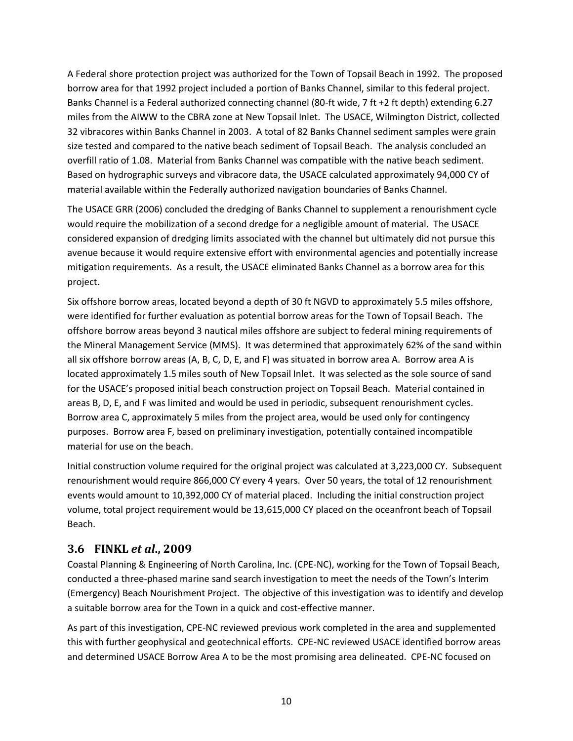A Federal shore protection project was authorized for the Town of Topsail Beach in 1992. The proposed borrow area for that 1992 project included a portion of Banks Channel, similar to this federal project. Banks Channel is a Federal authorized connecting channel (80-ft wide, 7 ft +2 ft depth) extending 6.27 miles from the AIWW to the CBRA zone at New Topsail Inlet. The USACE, Wilmington District, collected 32 vibracores within Banks Channel in 2003. A total of 82 Banks Channel sediment samples were grain size tested and compared to the native beach sediment of Topsail Beach. The analysis concluded an overfill ratio of 1.08. Material from Banks Channel was compatible with the native beach sediment. Based on hydrographic surveys and vibracore data, the USACE calculated approximately 94,000 CY of material available within the Federally authorized navigation boundaries of Banks Channel.

The USACE GRR (2006) concluded the dredging of Banks Channel to supplement a renourishment cycle would require the mobilization of a second dredge for a negligible amount of material. The USACE considered expansion of dredging limits associated with the channel but ultimately did not pursue this avenue because it would require extensive effort with environmental agencies and potentially increase mitigation requirements. As a result, the USACE eliminated Banks Channel as a borrow area for this project.

Six offshore borrow areas, located beyond a depth of 30 ft NGVD to approximately 5.5 miles offshore, were identified for further evaluation as potential borrow areas for the Town of Topsail Beach. The offshore borrow areas beyond 3 nautical miles offshore are subject to federal mining requirements of the Mineral Management Service (MMS). It was determined that approximately 62% of the sand within all six offshore borrow areas (A, B, C, D, E, and F) was situated in borrow area A. Borrow area A is located approximately 1.5 miles south of New Topsail Inlet. It was selected as the sole source of sand for the USACE's proposed initial beach construction project on Topsail Beach. Material contained in areas B, D, E, and F was limited and would be used in periodic, subsequent renourishment cycles. Borrow area C, approximately 5 miles from the project area, would be used only for contingency purposes. Borrow area F, based on preliminary investigation, potentially contained incompatible material for use on the beach.

Initial construction volume required for the original project was calculated at 3,223,000 CY. Subsequent renourishment would require 866,000 CY every 4 years. Over 50 years, the total of 12 renourishment events would amount to 10,392,000 CY of material placed. Including the initial construction project volume, total project requirement would be 13,615,000 CY placed on the oceanfront beach of Topsail Beach.

## 3.6 FINKL *et al.*, 2009

Coastal Planning & Engineering of North Carolina, Inc. (CPE-NC), working for the Town of Topsail Beach, conducted a three-phased marine sand search investigation to meet the needs of the Town's Interim (Emergency) Beach Nourishment Project. The objective of this investigation was to identify and develop a suitable borrow area for the Town in a quick and cost-effective manner.

As part of this investigation, CPE-NC reviewed previous work completed in the area and supplemented this with further geophysical and geotechnical efforts. CPE-NC reviewed USACE identified borrow areas and determined USACE Borrow Area A to be the most promising area delineated. CPE-NC focused on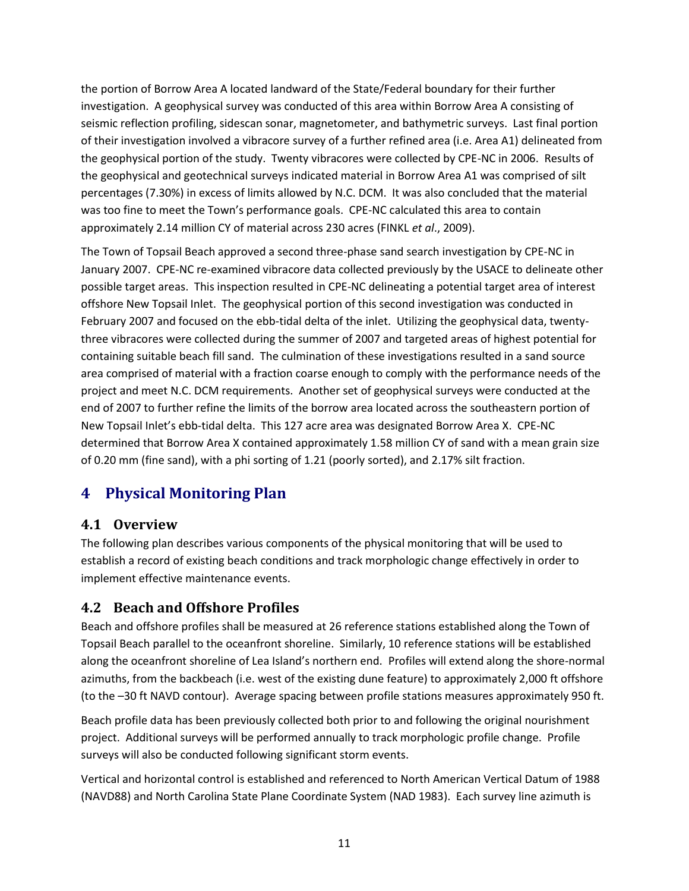the portion of Borrow Area A located landward of the State/Federal boundary for their further investigation. A geophysical survey was conducted of this area within Borrow Area A consisting of seismic reflection profiling, sidescan sonar, magnetometer, and bathymetric surveys. Last final portion of their investigation involved a vibracore survey of a further refined area (i.e. Area A1) delineated from the geophysical portion of the study. Twenty vibracores were collected by CPE-NC in 2006. Results of the geophysical and geotechnical surveys indicated material in Borrow Area A1 was comprised of silt percentages (7.30%) in excess of limits allowed by N.C. DCM. It was also concluded that the material was too fine to meet the Town's performance goals. CPE-NC calculated this area to contain approximately 2.14 million CY of material across 230 acres (FINKL *et al*., 2009).

The Town of Topsail Beach approved a second three-phase sand search investigation by CPE-NC in January 2007. CPE-NC re-examined vibracore data collected previously by the USACE to delineate other possible target areas. This inspection resulted in CPE-NC delineating a potential target area of interest offshore New Topsail Inlet. The geophysical portion of this second investigation was conducted in February 2007 and focused on the ebb-tidal delta of the inlet. Utilizing the geophysical data, twenty-three vibracores were collected during the summer of 2007 and targeted areas of highest potential for containing suitable beach fill sand. The culmination of these investigations resulted in a sand source area comprised of material with a fraction coarse enough to comply with the performance needs of the project and meet N.C. DCM requirements. Another set of geophysical surveys were conducted at the end of 2007 to further refine the limits of the borrow area located across the southeastern portion of New Topsail Inlet's ebb-tidal delta. This 127 acre area was designated Borrow Area X. CPE-NC determined that Borrow Area X contained approximately 1.58 million CY of sand with a mean grain size of 0.20 mm (fine sand), with a phi sorting of 1.21 (poorly sorted), and 2.17% silt fraction.

# 4 Physical Monitoring Plan

## 4.1 Overview

The following plan describes various components of the physical monitoring that will be used to establish a record of existing beach conditions and track morphologic change effectively in order to implement effective maintenance events.

## 4.2 Beach and Offshore Profiles

Beach and offshore profiles shall be measured at 26 reference stations established along the Town of Topsail Beach parallel to the oceanfront shoreline. Similarly, 10 reference stations will be established along the oceanfront shoreline of Lea Island's northern end. Profiles will extend along the shore-normal azimuths, from the backbeach (i.e. west of the existing dune feature) to approximately 2,000 ft offshore (to the –30 ft NAVD contour). Average spacing between profile stations measures approximately 950 ft.

Beach profile data has been previously collected both prior to and following the original nourishment project. Additional surveys will be performed annually to track morphologic profile change. Profile surveys will also be conducted following significant storm events.

Vertical and horizontal control is established and referenced to North American Vertical Datum of 1988 (NAVD88) and North Carolina State Plane Coordinate System (NAD 1983). Each survey line azimuth is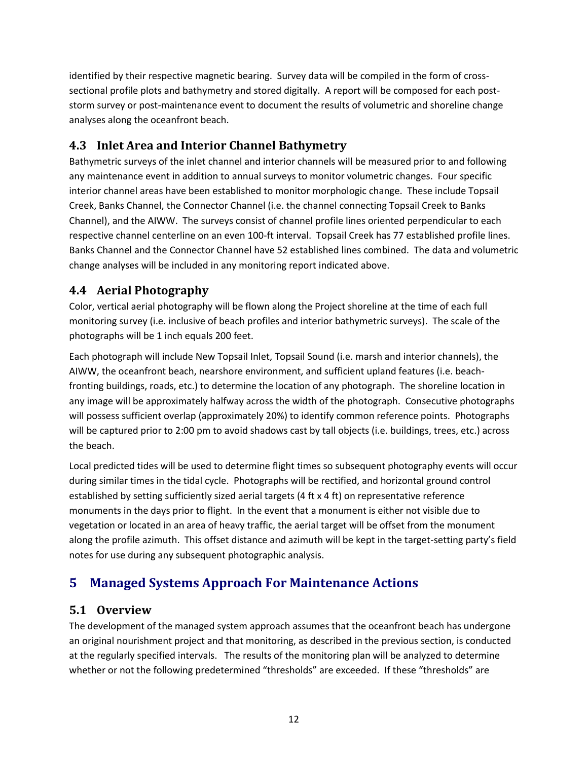identified by their respective magnetic bearing. Survey data will be compiled in the form of cross-sectional profile plots and bathymetry and stored digitally. A report will be composed for each post-storm survey or post-maintenance event to document the results of volumetric and shoreline change analyses along the oceanfront beach.

### 4.3 Inlet Area and Interior Channel Bathymetry

Bathymetric surveys of the inlet channel and interior channels will be measured prior to and following any maintenance event in addition to annual surveys to monitor volumetric changes. Four specific interior channel areas have been established to monitor morphologic change. These include Topsail Creek, Banks Channel, the Connector Channel (i.e. the channel connecting Topsail Creek to Banks Channel), and the AIWW. The surveys consist of channel profile lines oriented perpendicular to each respective channel centerline on an even 100-ft interval. Topsail Creek has 77 established profile lines. Banks Channel and the Connector Channel have 52 established lines combined. The data and volumetric change analyses will be included in any monitoring report indicated above.

### 4.4 Aerial Photography

Color, vertical aerial photography will be flown along the Project shoreline at the time of each full monitoring survey (i.e. inclusive of beach profiles and interior bathymetric surveys). The scale of the photographs will be 1 inch equals 200 feet.

Each photograph will include New Topsail Inlet, Topsail Sound (i.e. marsh and interior channels), the AIWW, the oceanfront beach, nearshore environment, and sufficient upland features (i.e. beach-fronting buildings, roads, etc.) to determine the location of any photograph. The shoreline location in any image will be approximately halfway across the width of the photograph. Consecutive photographs will possess sufficient overlap (approximately 20%) to identify common reference points. Photographs will be captured prior to 2:00 pm to avoid shadows cast by tall objects (i.e. buildings, trees, etc.) across the beach.

Local predicted tides will be used to determine flight times so subsequent photography events will occur during similar times in the tidal cycle. Photographs will be rectified, and horizontal ground control established by setting sufficiently sized aerial targets (4 ft x 4 ft) on representative reference monuments in the days prior to flight. In the event that a monument is either not visible due to vegetation or located in an area of heavy traffic, the aerial target will be offset from the monument along the profile azimuth. This offset distance and azimuth will be kept in the target-setting party's field notes for use during any subsequent photographic analysis.

## 5 Managed Systems Approach For Maintenance Actions

### 5.1 Overview

The development of the managed system approach assumes that the oceanfront beach has undergone an original nourishment project and that monitoring, as described in the previous section, is conducted at the regularly specified intervals. The results of the monitoring plan will be analyzed to determine whether or not the following predetermined "thresholds" are exceeded. If these "thresholds" are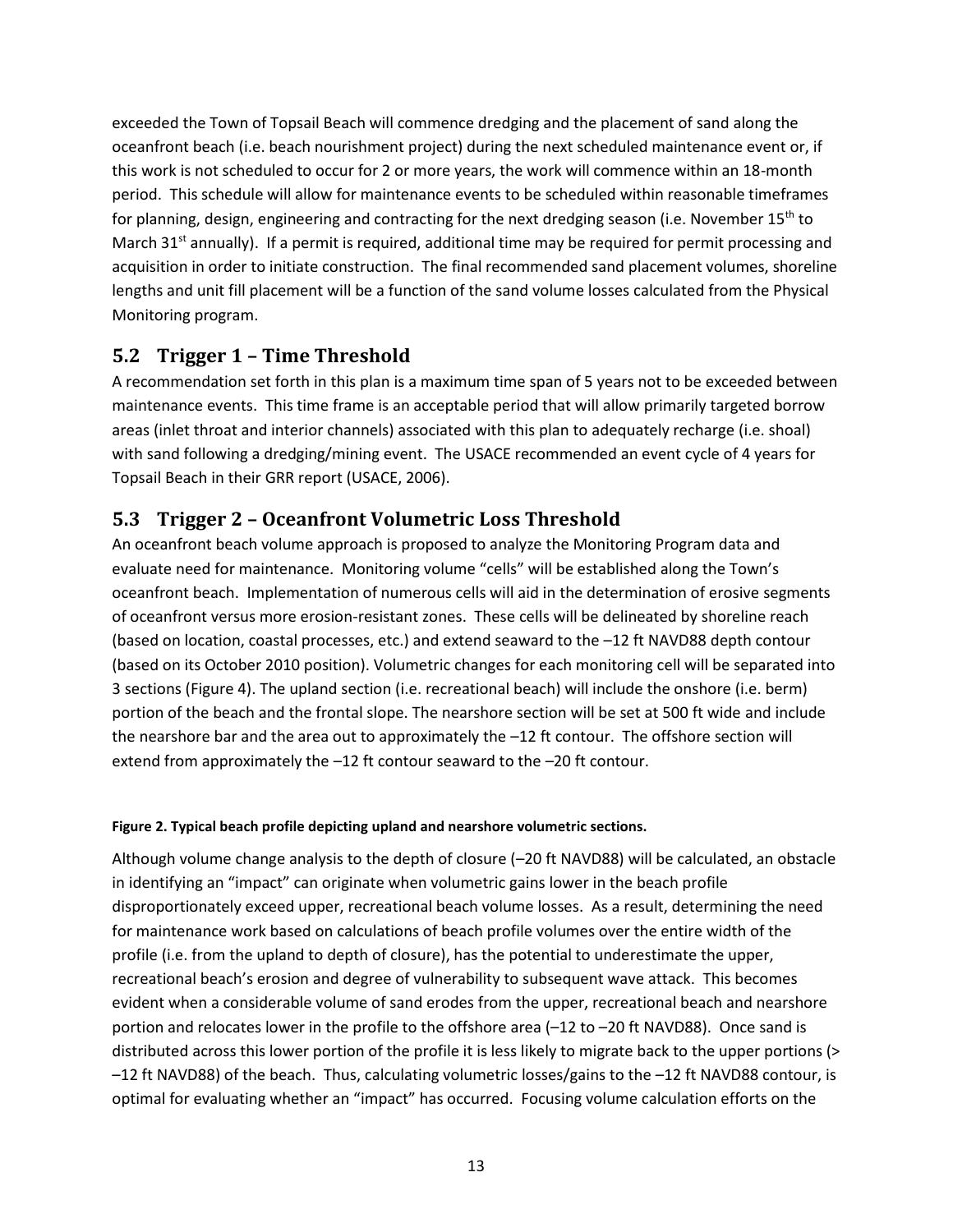exceeded the Town of Topsail Beach will commence dredging and the placement of sand along the oceanfront beach (i.e. beach nourishment project) during the next scheduled maintenance event or, if this work is not scheduled to occur for 2 or more years, the work will commence within an 18-month period. This schedule will allow for maintenance events to be scheduled within reasonable timeframes for planning, design, engineering and contracting for the next dredging season (i.e. November 15th to March 31st annually). If a permit is required, additional time may be required for permit processing and acquisition in order to initiate construction. The final recommended sand placement volumes, shoreline lengths and unit fill placement will be a function of the sand volume losses calculated from the Physical Monitoring program.

## 5.2 Trigger 1 – Time Threshold

A recommendation set forth in this plan is a maximum time span of 5 years not to be exceeded between maintenance events. This time frame is an acceptable period that will allow primarily targeted borrow areas (inlet throat and interior channels) associated with this plan to adequately recharge (i.e. shoal) with sand following a dredging/mining event. The USACE recommended an event cycle of 4 years for Topsail Beach in their GRR report (USACE, 2006).

## 5.3 Trigger 2 – Oceanfront Volumetric Loss Threshold

An oceanfront beach volume approach is proposed to analyze the Monitoring Program data and evaluate need for maintenance. Monitoring volume "cells" will be established along the Town's oceanfront beach. Implementation of numerous cells will aid in the determination of erosive segments of oceanfront versus more erosion-resistant zones. These cells will be delineated by shoreline reach (based on location, coastal processes, etc.) and extend seaward to the –12 ft NAVD88 depth contour (based on its October 2010 position). Volumetric changes for each monitoring cell will be separated into 3 sections (Figure 4). The upland section (i.e. recreational beach) will include the onshore (i.e. berm) portion of the beach and the frontal slope. The nearshore section will be set at 500 ft wide and include the nearshore bar and the area out to approximately the –12 ft contour. The offshore section will extend from approximately the –12 ft contour seaward to the –20 ft contour.

**Figure 2. Typical beach profile depicting upland and nearshore volumetric sections.**

Although volume change analysis to the depth of closure (–20 ft NAVD88) will be calculated, an obstacle in identifying an "impact" can originate when volumetric gains lower in the beach profile disproportionately exceed upper, recreational beach volume losses. As a result, determining the need for maintenance work based on calculations of beach profile volumes over the entire width of the profile (i.e. from the upland to depth of closure), has the potential to underestimate the upper, recreational beach's erosion and degree of vulnerability to subsequent wave attack. This becomes evident when a considerable volume of sand erodes from the upper, recreational beach and nearshore portion and relocates lower in the profile to the offshore area (–12 to –20 ft NAVD88). Once sand is distributed across this lower portion of the profile it is less likely to migrate back to the upper portions (> –12 ft NAVD88) of the beach. Thus, calculating volumetric losses/gains to the –12 ft NAVD88 contour, is optimal for evaluating whether an "impact" has occurred. Focusing volume calculation efforts on the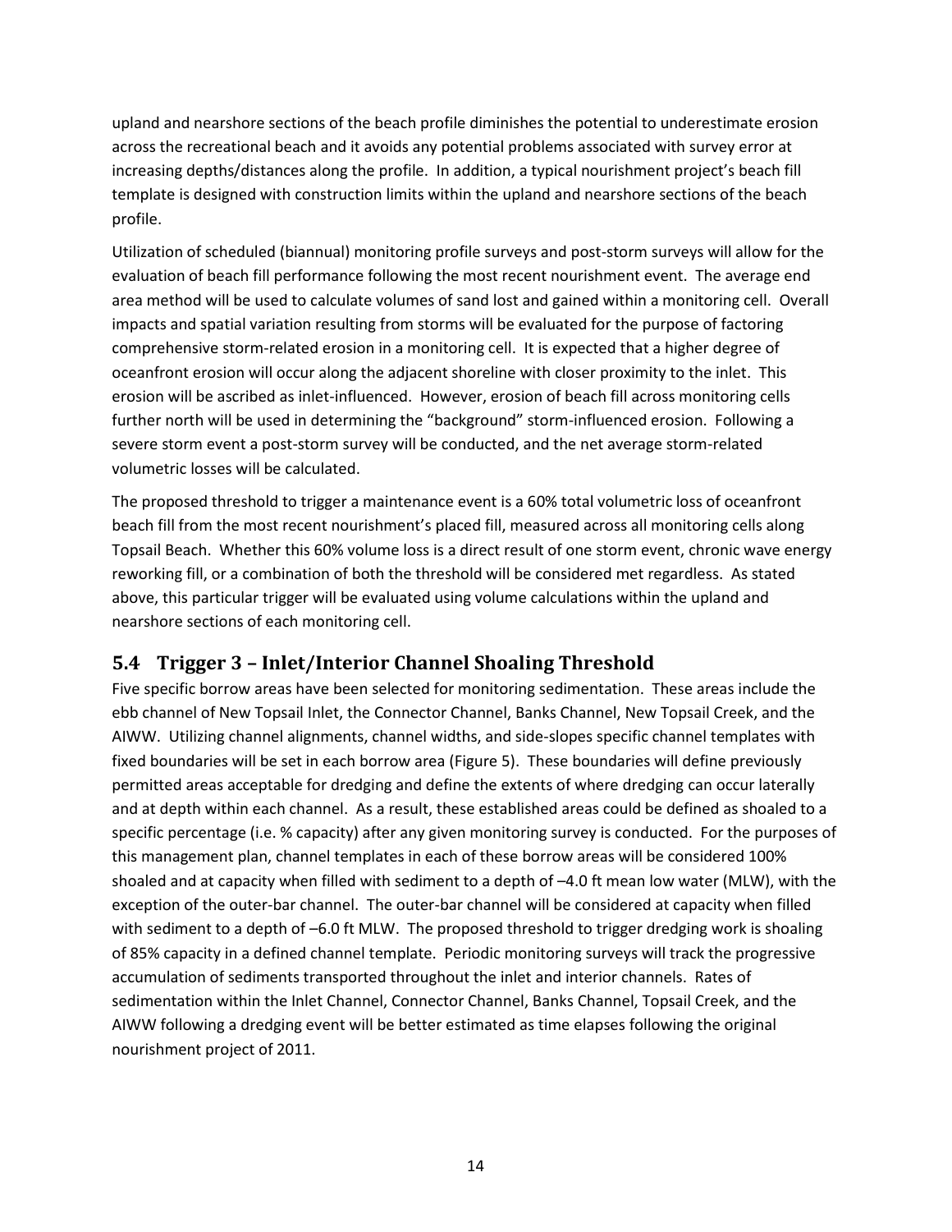upland and nearshore sections of the beach profile diminishes the potential to underestimate erosion across the recreational beach and it avoids any potential problems associated with survey error at increasing depths/distances along the profile. In addition, a typical nourishment project's beach fill template is designed with construction limits within the upland and nearshore sections of the beach profile.

Utilization of scheduled (biannual) monitoring profile surveys and post-storm surveys will allow for the evaluation of beach fill performance following the most recent nourishment event. The average end area method will be used to calculate volumes of sand lost and gained within a monitoring cell. Overall impacts and spatial variation resulting from storms will be evaluated for the purpose of factoring comprehensive storm-related erosion in a monitoring cell. It is expected that a higher degree of oceanfront erosion will occur along the adjacent shoreline with closer proximity to the inlet. This erosion will be ascribed as inlet-influenced. However, erosion of beach fill across monitoring cells further north will be used in determining the "background" storm-influenced erosion. Following a severe storm event a post-storm survey will be conducted, and the net average storm-related volumetric losses will be calculated.

The proposed threshold to trigger a maintenance event is a 60% total volumetric loss of oceanfront beach fill from the most recent nourishment's placed fill, measured across all monitoring cells along Topsail Beach. Whether this 60% volume loss is a direct result of one storm event, chronic wave energy reworking fill, or a combination of both the threshold will be considered met regardless. As stated above, this particular trigger will be evaluated using volume calculations within the upland and nearshore sections of each monitoring cell.

## 5.4 Trigger 3 – Inlet/Interior Channel Shoaling Threshold

Five specific borrow areas have been selected for monitoring sedimentation. These areas include the ebb channel of New Topsail Inlet, the Connector Channel, Banks Channel, New Topsail Creek, and the AIWW. Utilizing channel alignments, channel widths, and side-slopes specific channel templates with fixed boundaries will be set in each borrow area (Figure 5). These boundaries will define previously permitted areas acceptable for dredging and define the extents of where dredging can occur laterally and at depth within each channel. As a result, these established areas could be defined as shoaled to a specific percentage (i.e. % capacity) after any given monitoring survey is conducted. For the purposes of this management plan, channel templates in each of these borrow areas will be considered 100% shoaled and at capacity when filled with sediment to a depth of –4.0 ft mean low water (MLW), with the exception of the outer-bar channel. The outer-bar channel will be considered at capacity when filled with sediment to a depth of –6.0 ft MLW. The proposed threshold to trigger dredging work is shoaling of 85% capacity in a defined channel template. Periodic monitoring surveys will track the progressive accumulation of sediments transported throughout the inlet and interior channels. Rates of sedimentation within the Inlet Channel, Connector Channel, Banks Channel, Topsail Creek, and the AIWW following a dredging event will be better estimated as time elapses following the original nourishment project of 2011.